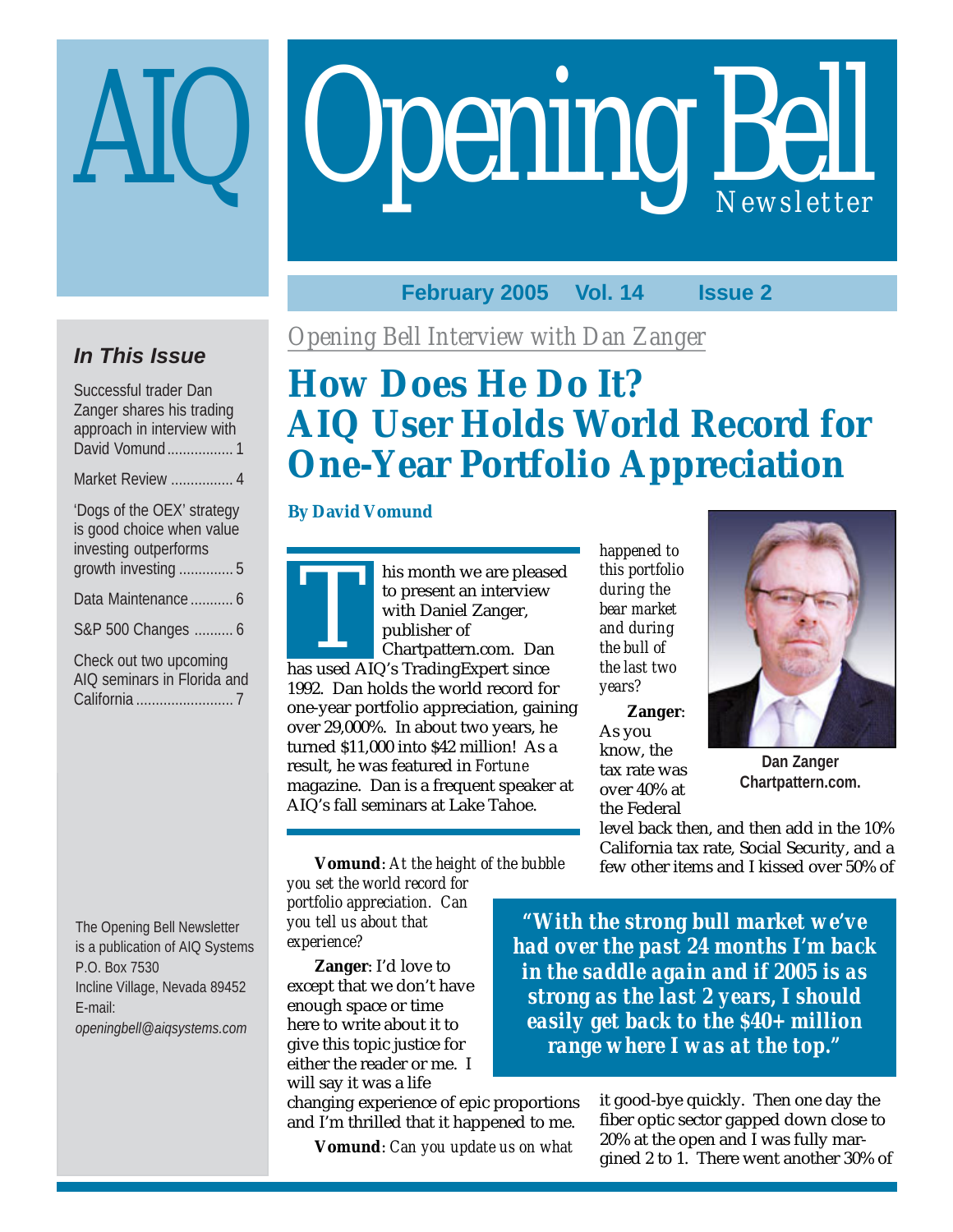# AIQ Opening Bell Newsletter

February 2005 Vol. 14 Issue 2

### In This Issue

Successful trader Dan Zanger shares his trading approach in interview with David Vomund ................ 1

Market Review ................ 4

'Dogs of the OEX' strategy is good choice when value investing outperforms growth investing ............. 5

Data Maintenance ........... 6

S&P 500 Changes .......... 6

Check out two upcoming AIQ seminars in Florida and California ......................... 7

The Opening Bell Newsletter is a publication of AIQ Systems
P.O. Box 7530
Incline Village, Nevada 89452
E-mail:
*openingbell@aiqsystems.com*

*Opening Bell Interview with Dan Zanger*

# How Does He Do It? AIQ User Holds World Record for One-Year Portfolio Appreciation

**By David Vomund**

This month we are pleased to present an interview with Daniel Zanger, publisher of Chartpattern.com. Dan has used AIQ's TradingExpert since 1992. Dan holds the world record for one-year portfolio appreciation, gaining over 29,000%. In about two years, he turned $11,000 into $42 million! As a result, he was featured in *Fortune* magazine. Dan is a frequent speaker at AIQ's fall seminars at Lake Tahoe.

**Vomund**: *At the height of the bubble you set the world record for portfolio appreciation. Can you tell us about that experience?*

**Zanger**: I'd love to except that we don't have enough space or time here to write about it to give this topic justice for either the reader or me. I will say it was a life changing experience of epic proportions and I'm thrilled that it happened to me.

**Vomund**: *Can you update us on what happened to this portfolio during the bear market and during the bull of the last two years?*

Dan Zanger
Chartpattern.com.

**Zanger**: As you know, the tax rate was over 40% at the Federal level back then, and then add in the 10% California tax rate, Social Security, and a few other items and I kissed over 50% of it good-bye quickly. Then one day the fiber optic sector gapped down close to 20% at the open and I was fully margined 2 to 1. There went another 30% of

> **"With the strong bull market we've had over the past 24 months I'm back in the saddle again and if 2005 is as strong as the last 2 years, I should easily get back to the $40+ million range where I was at the top."**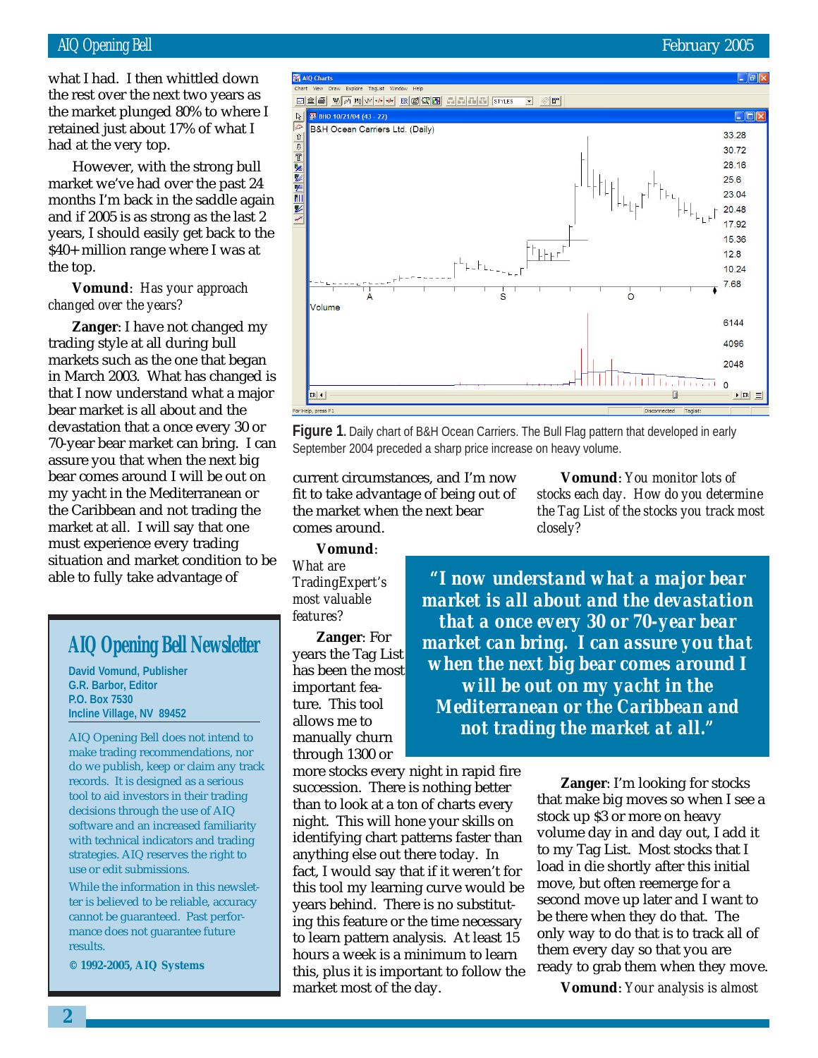what I had. I then whittled down the rest over the next two years as the market plunged 80% to where I retained just about 17% of what I had at the very top.

However, with the strong bull market we've had over the past 24 months I'm back in the saddle again and if 2005 is as strong as the last 2 years, I should easily get back to the $40+ million range where I was at the top.

**Vomund**: *Has your approach changed over the years?*

**Zanger**: I have not changed my trading style at all during bull markets such as the one that began in March 2003. What has changed is that I now understand what a major bear market is all about and the devastation that a once every 30 or 70-year bear market can bring. I can assure you that when the next big bear comes around I will be out on my yacht in the Mediterranean or the Caribbean and not trading the market at all. I will say that one must experience every trading situation and market condition to be able to fully take advantage of current circumstances, and I'm now fit to take advantage of being out of the market when the next bear comes around.

**Figure 1.** Daily chart of B&H Ocean Carriers. The Bull Flag pattern that developed in early September 2004 preceded a sharp price increase on heavy volume.

**Vomund**: *What are TradingExpert's most valuable features?*

**Zanger**: For years the Tag List has been the most important feature. This tool allows me to manually churn through 1300 or more stocks every night in rapid fire succession. There is nothing better than to look at a ton of charts every night. This will hone your skills on identifying chart patterns faster than anything else out there today. In fact, I would say that if it weren't for this tool my learning curve would be years behind. There is no substituting this feature or the time necessary to learn pattern analysis. At least 15 hours a week is a minimum to learn this, plus it is important to follow the market most of the day.

> **"I now understand what a major bear market is all about and the devastation that a once every 30 or 70-year bear market can bring. I can assure you that when the next big bear comes around I will be out on my yacht in the Mediterranean or the Caribbean and not trading the market at all."**

**Vomund**: *You monitor lots of stocks each day. How do you determine the Tag List of the stocks you track most closely?*

**Zanger**: I'm looking for stocks that make big moves so when I see a stock up $3 or more on heavy volume day in and day out, I add it to my Tag List. Most stocks that I load in die shortly after this initial move, but often reemerge for a second move up later and I want to be there when they do that. The only way to do that is to track all of them every day so that you are ready to grab them when they move.

**Vomund**: *Your analysis is almost*

---

## AIQ Opening Bell Newsletter

**David Vomund, Publisher**
**G.R. Barbor, Editor**
**P.O. Box 7530**
**Incline Village, NV 89452**

AIQ Opening Bell does not intend to make trading recommendations, nor do we publish, keep or claim any track records. It is designed as a serious tool to aid investors in their trading decisions through the use of AIQ software and an increased familiarity with technical indicators and trading strategies. AIQ reserves the right to use or edit submissions.

While the information in this newsletter is believed to be reliable, accuracy cannot be guaranteed. Past performance does not guarantee future results.

**© 1992-2005, AIQ Systems**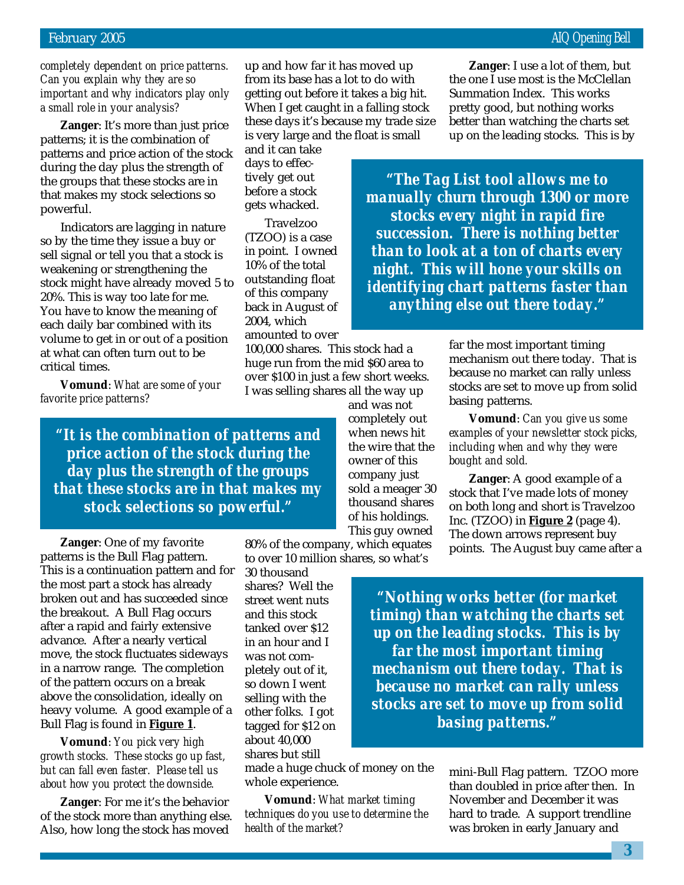*completely dependent on price patterns. Can you explain why they are so important and why indicators play only a small role in your analysis?*

**Zanger**: It's more than just price patterns; it is the combination of patterns and price action of the stock during the day plus the strength of the groups that these stocks are in that makes my stock selections so powerful.

Indicators are lagging in nature so by the time they issue a buy or sell signal or tell you that a stock is weakening or strengthening the stock might have already moved 5 to 20%. This is way too late for me. You have to know the meaning of each daily bar combined with its volume to get in or out of a position at what can often turn out to be critical times.

**Vomund**: *What are some of your favorite price patterns?*

> **"It is the combination of patterns and price action of the stock during the day plus the strength of the groups that these stocks are in that makes my stock selections so powerful."**

**Zanger**: One of my favorite patterns is the Bull Flag pattern. This is a continuation pattern and for the most part a stock has already broken out and has succeeded since the breakout. A Bull Flag occurs after a rapid and fairly extensive advance. After a nearly vertical move, the stock fluctuates sideways in a narrow range. The completion of the pattern occurs on a break above the consolidation, ideally on heavy volume. A good example of a Bull Flag is found in **Figure 1**.

**Vomund**: *You pick very high growth stocks. These stocks go up fast, but can fall even faster. Please tell us about how you protect the downside.*

**Zanger**: For me it's the behavior of the stock more than anything else. Also, how long the stock has moved up and how far it has moved up from its base has a lot to do with getting out before it takes a big hit. When I get caught in a falling stock these days it's because my trade size is very large and the float is small and it can take days to effectively get out before a stock gets whacked.

Travelzoo (TZOO) is a case in point. I owned 10% of the total outstanding float of this company back in August of 2004, which amounted to over 100,000 shares. This stock had a huge run from the mid $60 area to over $100 in just a few short weeks. I was selling shares all the way up and was not completely out when news hit the wire that the owner of this company just sold a meager 30 thousand shares of his holdings. This guy owned 80% of the company, which equates to over 10 million shares, so what's 30 thousand shares? Well the street went nuts and this stock tanked over $12 in an hour and I was not completely out of it, so down I went selling with the other folks. I got tagged for $12 on about 40,000 shares but still made a huge chuck of money on the whole experience.

**Vomund**: *What market timing techniques do you use to determine the health of the market?*

**Zanger**: I use a lot of them, but the one I use most is the McClellan Summation Index. This works pretty good, but nothing works better than watching the charts set up on the leading stocks. This is by far the most important timing mechanism out there today. That is because no market can rally unless stocks are set to move up from solid basing patterns.

> **"The Tag List tool allows me to manually churn through 1300 or more stocks every night in rapid fire succession. There is nothing better than to look at a ton of charts every night. This will hone your skills on identifying chart patterns faster than anything else out there today."**

**Vomund**: *Can you give us some examples of your newsletter stock picks, including when and why they were bought and sold.*

**Zanger**: A good example of a stock that I've made lots of money on both long and short is Travelzoo Inc. (TZOO) in **Figure 2** (page 4). The down arrows represent buy points. The August buy came after a mini-Bull Flag pattern. TZOO more than doubled in price after then. In November and December it was hard to trade. A support trendline was broken in early January and

> **"Nothing works better (for market timing) than watching the charts set up on the leading stocks. This is by far the most important timing mechanism out there today. That is because no market can rally unless stocks are set to move up from solid basing patterns."**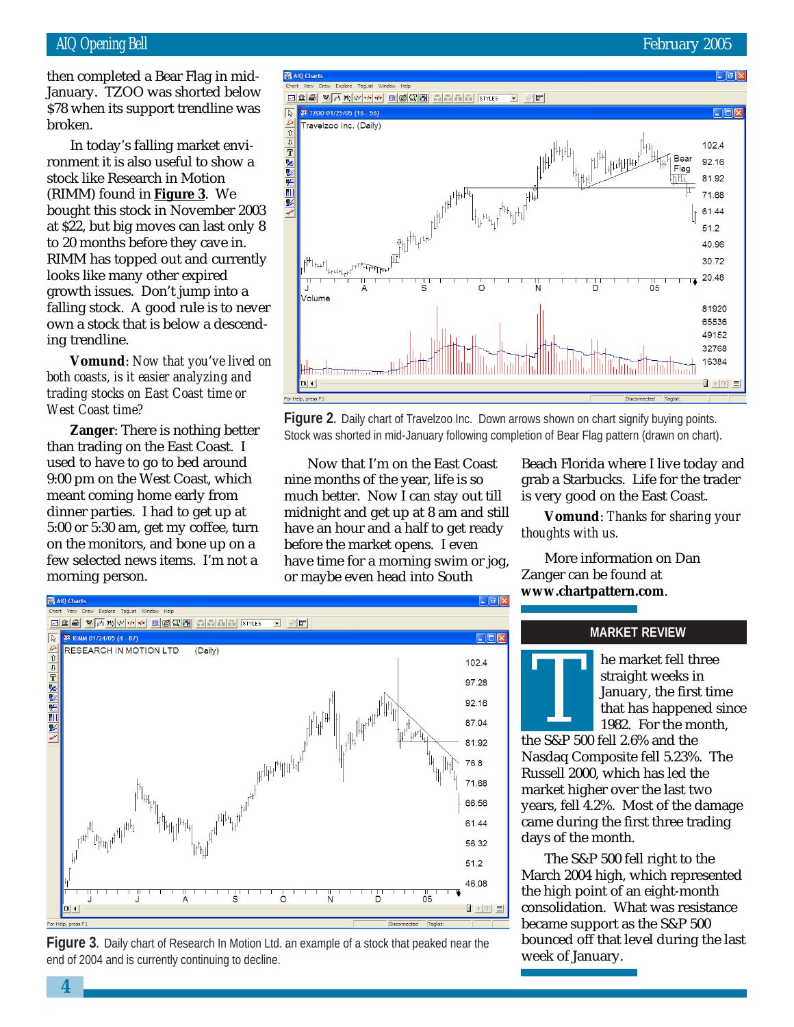then completed a Bear Flag in mid-January. TZOO was shorted below $78 when its support trendline was broken.

In today's falling market environment it is also useful to show a stock like Research in Motion (RIMM) found in **Figure 3**. We bought this stock in November 2003 at $22, but big moves can last only 8 to 20 months before they cave in. RIMM has topped out and currently looks like many other expired growth issues. Don't jump into a falling stock. A good rule is to never own a stock that is below a descending trendline.

**Vomund**: *Now that you've lived on both coasts, is it easier analyzing and trading stocks on East Coast time or West Coast time?*

**Zanger**: There is nothing better than trading on the East Coast. I used to have to go to bed around 9:00 pm on the West Coast, which meant coming home early from dinner parties. I had to get up at 5:00 or 5:30 am, get my coffee, turn on the monitors, and bone up on a few selected news items. I'm not a morning person.

**Figure 2.** Daily chart of Travelzoo Inc. Down arrows shown on chart signify buying points. Stock was shorted in mid-January following completion of Bear Flag pattern (drawn on chart).

Now that I'm on the East Coast nine months of the year, life is so much better. Now I can stay out till midnight and get up at 8 am and still have an hour and a half to get ready before the market opens. I even have time for a morning swim or jog, or maybe even head into South Beach Florida where I live today and grab a Starbucks. Life for the trader is very good on the East Coast.

**Vomund**: *Thanks for sharing your thoughts with us.*

More information on Dan Zanger can be found at **www.chartpattern.com**.

**Figure 3.** Daily chart of Research In Motion Ltd. an example of a stock that peaked near the end of 2004 and is currently continuing to decline.

## MARKET REVIEW

The market fell three straight weeks in January, the first time that has happened since 1982. For the month, the S&P 500 fell 2.6% and the Nasdaq Composite fell 5.23%. The Russell 2000, which has led the market higher over the last two years, fell 4.2%. Most of the damage came during the first three trading days of the month.

The S&P 500 fell right to the March 2004 high, which represented the high point of an eight-month consolidation. What was resistance became support as the S&P 500 bounced off that level during the last week of January.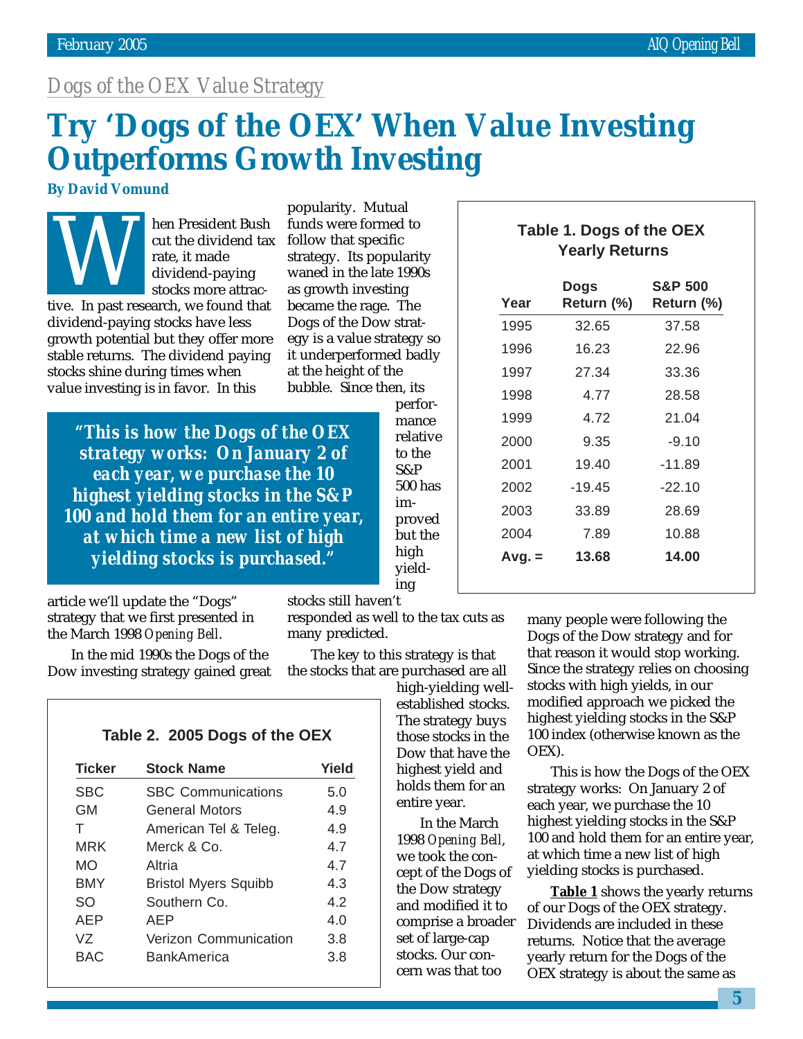*Dogs of the OEX Value Strategy*

# Try 'Dogs of the OEX' When Value Investing Outperforms Growth Investing

**By David Vomund**

When President Bush cut the dividend tax rate, it made dividend-paying stocks more attractive. In past research, we found that dividend-paying stocks have less growth potential but they offer more stable returns. The dividend paying stocks shine during times when value investing is in favor. In this article we'll update the "Dogs" strategy that we first presented in the March 1998 *Opening Bell*.

In the mid 1990s the Dogs of the Dow investing strategy gained great popularity. Mutual funds were formed to follow that specific strategy. Its popularity waned in the late 1990s as growth investing became the rage. The Dogs of the Dow strategy is a value strategy so it underperformed badly at the height of the bubble. Since then, its performance relative to the S&P 500 has improved but the high yielding stocks still haven't responded as well to the tax cuts as many predicted.

> ***"This is how the Dogs of the OEX strategy works: On January 2 of each year, we purchase the 10 highest yielding stocks in the S&P 100 and hold them for an entire year, at which time a new list of high yielding stocks is purchased."***

The key to this strategy is that the stocks that are purchased are all high-yielding well-established stocks. The strategy buys those stocks in the Dow that have the highest yield and holds them for an entire year.

In the March 1998 *Opening Bell*, we took the concept of the Dogs of the Dow strategy and modified it to comprise a broader set of large-cap stocks. Our concern was that too many people were following the Dogs of the Dow strategy and for that reason it would stop working. Since the strategy relies on choosing stocks with high yields, in our modified approach we picked the highest yielding stocks in the S&P 100 index (otherwise known as the OEX).

This is how the Dogs of the OEX strategy works: On January 2 of each year, we purchase the 10 highest yielding stocks in the S&P 100 and hold them for an entire year, at which time a new list of high yielding stocks is purchased.

**Table 1** shows the yearly returns of our Dogs of the OEX strategy. Dividends are included in these returns. Notice that the average yearly return for the Dogs of the OEX strategy is about the same as

**Table 1. Dogs of the OEX Yearly Returns**

| Year | Dogs Return (%) | S&P 500 Return (%) |
|---|---|---|
| 1995 | 32.65 | 37.58 |
| 1996 | 16.23 | 22.96 |
| 1997 | 27.34 | 33.36 |
| 1998 | 4.77 | 28.58 |
| 1999 | 4.72 | 21.04 |
| 2000 | 9.35 | -9.10 |
| 2001 | 19.40 | -11.89 |
| 2002 | -19.45 | -22.10 |
| 2003 | 33.89 | 28.69 |
| 2004 | 7.89 | 10.88 |
| **Avg. =** | **13.68** | **14.00** |

**Table 2. 2005 Dogs of the OEX**

| Ticker | Stock Name | Yield |
|---|---|---|
| SBC | SBC Communications | 5.0 |
| GM | General Motors | 4.9 |
| T | American Tel & Teleg. | 4.9 |
| MRK | Merck & Co. | 4.7 |
| MO | Altria | 4.7 |
| BMY | Bristol Myers Squibb | 4.3 |
| SO | Southern Co. | 4.2 |
| AEP | AEP | 4.0 |
| VZ | Verizon Communication | 3.8 |
| BAC | BankAmerica | 3.8 |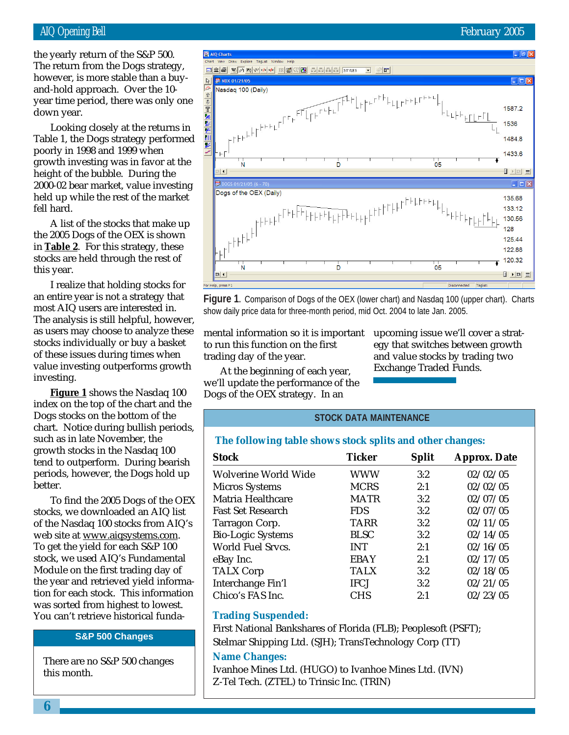the yearly return of the S&P 500. The return from the Dogs strategy, however, is more stable than a buy-and-hold approach. Over the 10-year time period, there was only one down year.

Looking closely at the returns in Table 1, the Dogs strategy performed poorly in 1998 and 1999 when growth investing was in favor at the height of the bubble. During the 2000-02 bear market, value investing held up while the rest of the market fell hard.

A list of the stocks that make up the 2005 Dogs of the OEX is shown in **Table 2**. For this strategy, these stocks are held through the rest of this year.

I realize that holding stocks for an entire year is not a strategy that most AIQ users are interested in. The analysis is still helpful, however, as users may choose to analyze these stocks individually or buy a basket of these issues during times when value investing outperforms growth investing.

**Figure 1** shows the Nasdaq 100 index on the top of the chart and the Dogs stocks on the bottom of the chart. Notice during bullish periods, such as in late November, the growth stocks in the Nasdaq 100 tend to outperform. During bearish periods, however, the Dogs hold up better.

To find the 2005 Dogs of the OEX stocks, we downloaded an AIQ list of the Nasdaq 100 stocks from AIQ's web site at www.aiqsystems.com. To get the yield for each S&P 100 stock, we used AIQ's Fundamental Module on the first trading day of the year and retrieved yield information for each stock. This information was sorted from highest to lowest. You can't retrieve historical fundamental information so it is important to run this function on the first trading day of the year.

At the beginning of each year, we'll update the performance of the Dogs of the OEX strategy. In an upcoming issue we'll cover a strategy that switches between growth and value stocks by trading two Exchange Traded Funds.

**Figure 1.** Comparison of Dogs of the OEX (lower chart) and Nasdaq 100 (upper chart). Charts show daily price data for three-month period, mid Oct. 2004 to late Jan. 2005.

## S&P 500 Changes

There are no S&P 500 changes this month.

## STOCK DATA MAINTENANCE

**The following table shows stock splits and other changes:**

| Stock | Ticker | Split | Approx. Date |
|---|---|---|---|
| Wolverine World Wide | WWW | 3:2 | 02/02/05 |
| Micros Systems | MCRS | 2:1 | 02/02/05 |
| Matria Healthcare | MATR | 3:2 | 02/07/05 |
| Fast Set Research | FDS | 3:2 | 02/07/05 |
| Tarragon Corp. | TARR | 3:2 | 02/11/05 |
| Bio-Logic Systems | BLSC | 3:2 | 02/14/05 |
| World Fuel Srvcs. | INT | 2:1 | 02/16/05 |
| eBay Inc. | EBAY | 2:1 | 02/17/05 |
| TALX Corp | TALX | 3:2 | 02/18/05 |
| Interchange Fin'l | IFCJ | 3:2 | 02/21/05 |
| Chico's FAS Inc. | CHS | 2:1 | 02/23/05 |

**Trading Suspended:**

First National Bankshares of Florida (FLB); Peoplesoft (PSFT); Stelmar Shipping Ltd. (SJH); TransTechnology Corp (TT)

**Name Changes:**

Ivanhoe Mines Ltd. (HUGO) to Ivanhoe Mines Ltd. (IVN)
Z-Tel Tech. (ZTEL) to Trinsic Inc. (TRIN)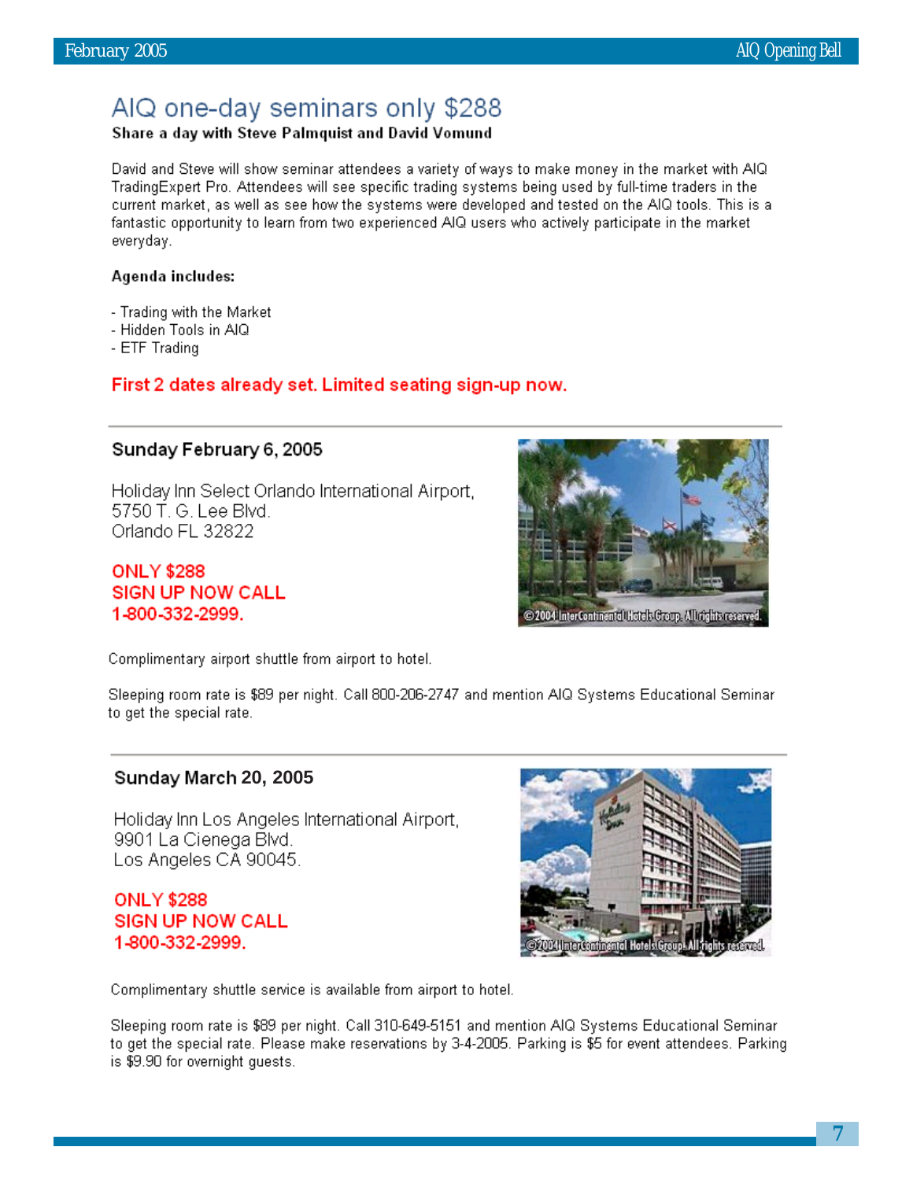# AIQ one-day seminars only $288

**Share a day with Steve Palmquist and David Vomund**

David and Steve will show seminar attendees a variety of ways to make money in the market with AIQ TradingExpert Pro. Attendees will see specific trading systems being used by full-time traders in the current market, as well as see how the systems were developed and tested on the AIQ tools. This is a fantastic opportunity to learn from two experienced AIQ users who actively participate in the market everyday.

**Agenda includes:**

- Trading with the Market
- Hidden Tools in AIQ
- ETF Trading

**First 2 dates already set. Limited seating sign-up now.**

---

### Sunday February 6, 2005

Holiday Inn Select Orlando International Airport,
5750 T. G. Lee Blvd.
Orlando FL 32822

**ONLY $288**
**SIGN UP NOW CALL**
**1-800-332-2999.**

©2004 InterContinental Hotels Group. All rights reserved.

Complimentary airport shuttle from airport to hotel.

Sleeping room rate is $89 per night. Call 800-206-2747 and mention AIQ Systems Educational Seminar to get the special rate.

---

### Sunday March 20, 2005

Holiday Inn Los Angeles International Airport,
9901 La Cienega Blvd.
Los Angeles CA 90045.

**ONLY $288**
**SIGN UP NOW CALL**
**1-800-332-2999.**

©2004 InterContinental Hotels Group. All rights reserved.

Complimentary shuttle service is available from airport to hotel.

Sleeping room rate is $89 per night. Call 310-649-5151 and mention AIQ Systems Educational Seminar to get the special rate. Please make reservations by 3-4-2005. Parking is $5 for event attendees. Parking is $9.90 for overnight guests.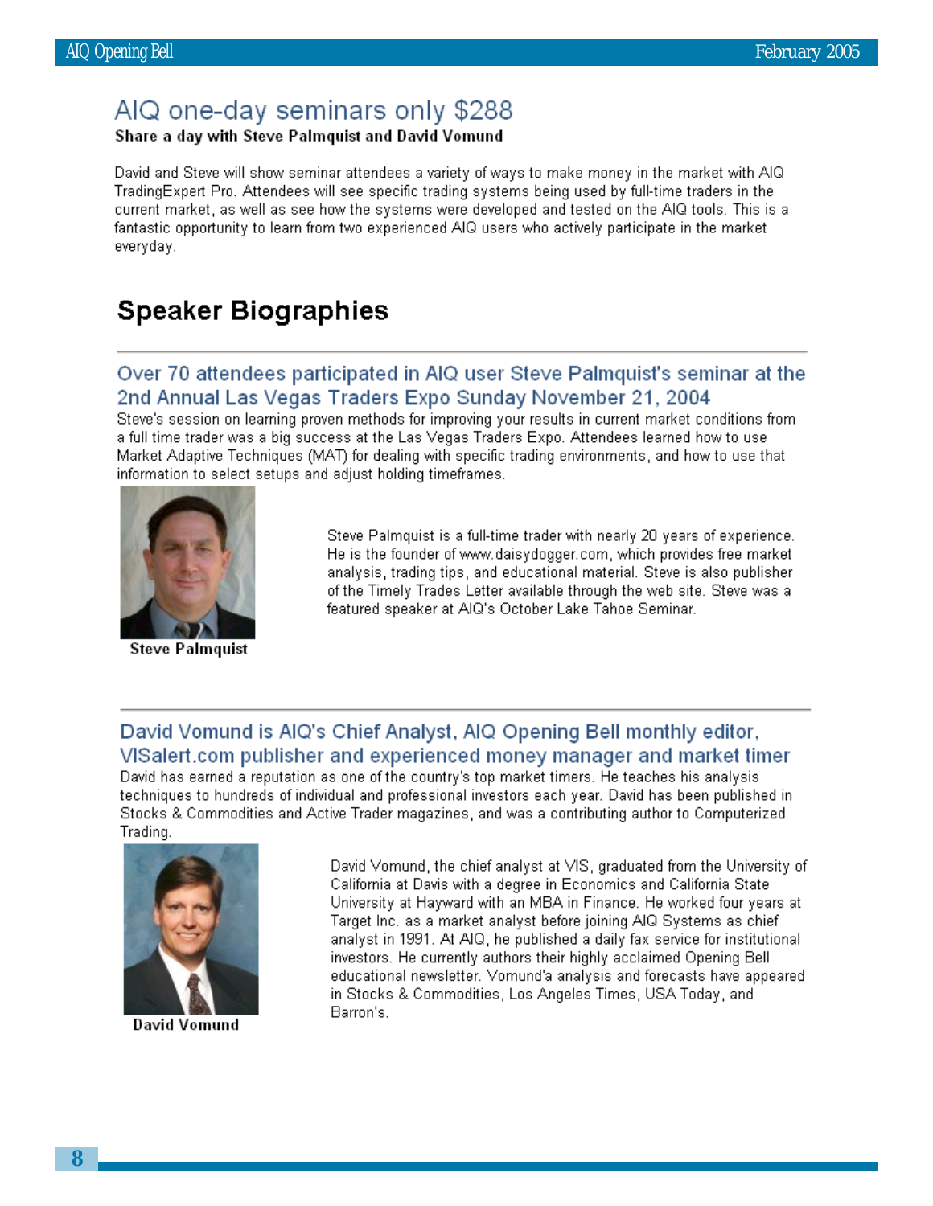# AIQ one-day seminars only $288

**Share a day with Steve Palmquist and David Vomund**

David and Steve will show seminar attendees a variety of ways to make money in the market with AIQ TradingExpert Pro. Attendees will see specific trading systems being used by full-time traders in the current market, as well as see how the systems were developed and tested on the AIQ tools. This is a fantastic opportunity to learn from two experienced AIQ users who actively participate in the market everyday.

## Speaker Biographies

### Over 70 attendees participated in AIQ user Steve Palmquist's seminar at the 2nd Annual Las Vegas Traders Expo Sunday November 21, 2004

Steve's session on learning proven methods for improving your results in current market conditions from a full time trader was a big success at the Las Vegas Traders Expo. Attendees learned how to use Market Adaptive Techniques (MAT) for dealing with specific trading environments, and how to use that information to select setups and adjust holding timeframes.

**Steve Palmquist**

Steve Palmquist is a full-time trader with nearly 20 years of experience. He is the founder of www.daisydogger.com, which provides free market analysis, trading tips, and educational material. Steve is also publisher of the Timely Trades Letter available through the web site. Steve was a featured speaker at AIQ's October Lake Tahoe Seminar.

### David Vomund is AIQ's Chief Analyst, AIQ Opening Bell monthly editor, VISalert.com publisher and experienced money manager and market timer

David has earned a reputation as one of the country's top market timers. He teaches his analysis techniques to hundreds of individual and professional investors each year. David has been published in Stocks & Commodities and Active Trader magazines, and was a contributing author to Computerized Trading.

**David Vomund**

David Vomund, the chief analyst at VIS, graduated from the University of California at Davis with a degree in Economics and California State University at Hayward with an MBA in Finance. He worked four years at Target Inc. as a market analyst before joining AIQ Systems as chief analyst in 1991. At AIQ, he published a daily fax service for institutional investors. He currently authors their highly acclaimed Opening Bell educational newsletter. Vomund'a analysis and forecasts have appeared in Stocks & Commodities, Los Angeles Times, USA Today, and Barron's.